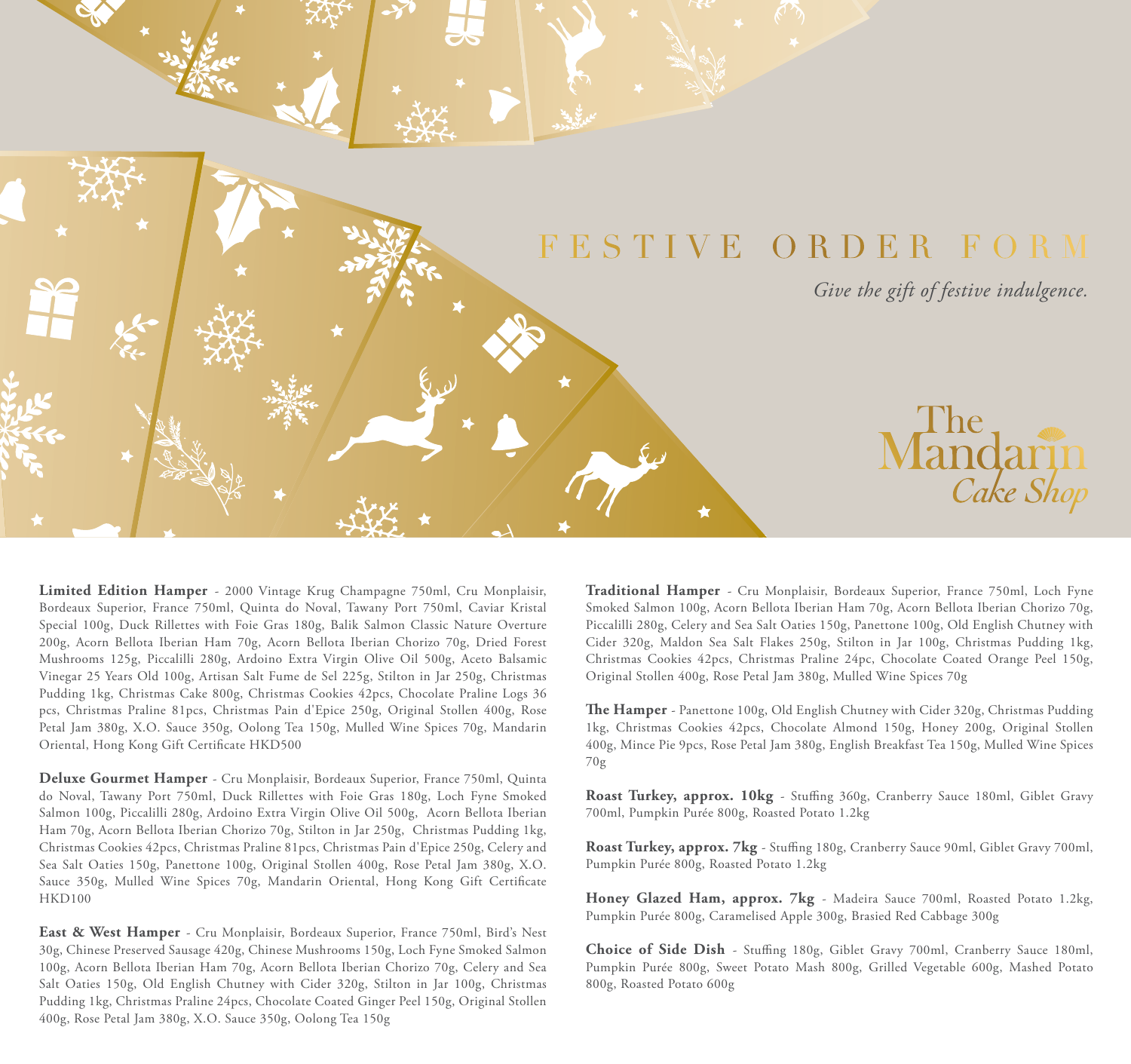# FESTIVE ORDER FORM

*Give the gift of festive indulgence.*

The Mandarin *Cake Shop*

**Limited Edition Hamper** - 2000 Vintage Krug Champagne 750ml, Cru Monplaisir, Bordeaux Superior, France 750ml, Quinta do Noval, Tawany Port 750ml, Caviar Kristal Special 100g, Duck Rillettes with Foie Gras 180g, Balik Salmon Classic Nature Overture 200g, Acorn Bellota Iberian Ham 70g, Acorn Bellota Iberian Chorizo 70g, Dried Forest Mushrooms 125g, Piccalilli 280g, Ardoino Extra Virgin Olive Oil 500g, Aceto Balsamic Vinegar 25 Years Old 100g, Artisan Salt Fume de Sel 225g, Stilton in Jar 250g, Christmas Pudding 1kg, Christmas Cake 800g, Christmas Cookies 42pcs, Chocolate Praline Logs 36 pcs, Christmas Praline 81pcs, Christmas Pain d'Epice 250g, Original Stollen 400g, Rose Petal Jam 380g, X.O. Sauce 350g, Oolong Tea 150g, Mulled Wine Spices 70g, Mandarin Oriental, Hong Kong Gift Certificate HKD500

**Deluxe Gourmet Hamper** - Cru Monplaisir, Bordeaux Superior, France 750ml, Quinta do Noval, Tawany Port 750ml, Duck Rillettes with Foie Gras 180g, Loch Fyne Smoked Salmon 100g, Piccalilli 280g, Ardoino Extra Virgin Olive Oil 500g, Acorn Bellota Iberian Ham 70g, Acorn Bellota Iberian Chorizo 70g, Stilton in Jar 250g, Christmas Pudding 1kg, Christmas Cookies 42pcs, Christmas Praline 81pcs, Christmas Pain d'Epice 250g, Celery and Sea Salt Oaties 150g, Panettone 100g, Original Stollen 400g, Rose Petal Jam 380g, X.O. Sauce 350g, Mulled Wine Spices 70g, Mandarin Oriental, Hong Kong Gift Certificate HKD100

**East & West Hamper** - Cru Monplaisir, Bordeaux Superior, France 750ml, Bird's Nest 30g, Chinese Preserved Sausage 420g, Chinese Mushrooms 150g, Loch Fyne Smoked Salmon 100g, Acorn Bellota Iberian Ham 70g, Acorn Bellota Iberian Chorizo 70g, Celery and Sea Salt Oaties 150g, Old English Chutney with Cider 320g, Stilton in Jar 100g, Christmas Pudding 1kg, Christmas Praline 24pcs, Chocolate Coated Ginger Peel 150g, Original Stollen 400g, Rose Petal Jam 380g, X.O. Sauce 350g, Oolong Tea 150g

**Traditional Hamper** - Cru Monplaisir, Bordeaux Superior, France 750ml, Loch Fyne Smoked Salmon 100g, Acorn Bellota Iberian Ham 70g, Acorn Bellota Iberian Chorizo 70g, Piccalilli 280g, Celery and Sea Salt Oaties 150g, Panettone 100g, Old English Chutney with Cider 320g, Maldon Sea Salt Flakes 250g, Stilton in Jar 100g, Christmas Pudding 1kg, Christmas Cookies 42pcs, Christmas Praline 24pc, Chocolate Coated Orange Peel 150g, Original Stollen 400g, Rose Petal Jam 380g, Mulled Wine Spices 70g

**The Hamper** - Panettone 100g, Old English Chutney with Cider 320g, Christmas Pudding 1kg, Christmas Cookies 42pcs, Chocolate Almond 150g, Honey 200g, Original Stollen 400g, Mince Pie 9pcs, Rose Petal Jam 380g, English Breakfast Tea 150g, Mulled Wine Spices 70g

**Roast Turkey, approx. 10kg** - Stuffing 360g, Cranberry Sauce 180ml, Giblet Gravy 700ml, Pumpkin Purée 800g, Roasted Potato 1.2kg

**Roast Turkey, approx. 7kg** - Stuffing 180g, Cranberry Sauce 90ml, Giblet Gravy 700ml, Pumpkin Purée 800g, Roasted Potato 1.2kg

**Honey Glazed Ham, approx. 7kg** - Madeira Sauce 700ml, Roasted Potato 1.2kg, Pumpkin Purée 800g, Caramelised Apple 300g, Brasied Red Cabbage 300g

**Choice of Side Dish** - Stuffing 180g, Giblet Gravy 700ml, Cranberry Sauce 180ml, Pumpkin Purée 800g, Sweet Potato Mash 800g, Grilled Vegetable 600g, Mashed Potato 800g, Roasted Potato 600g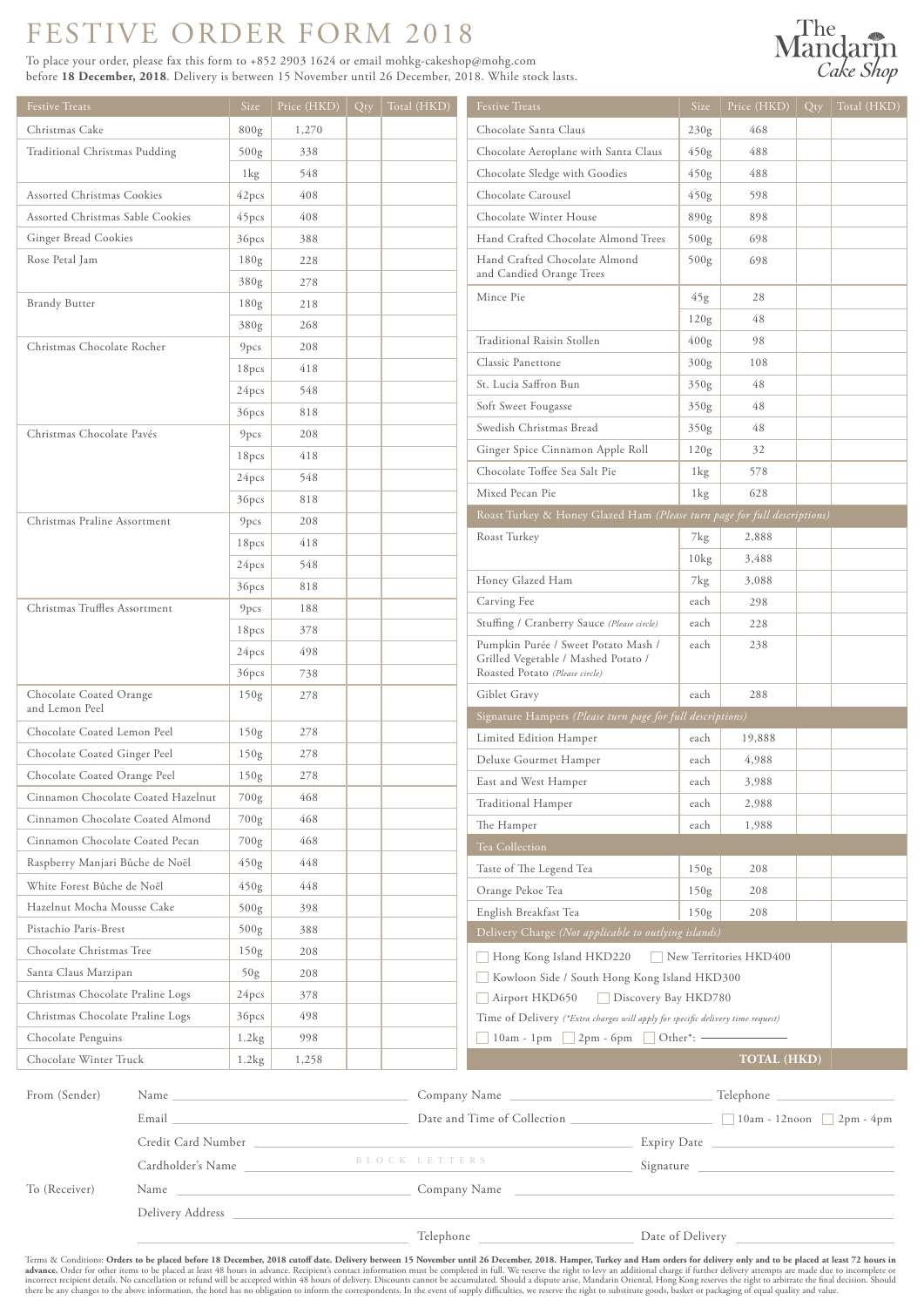# FESTIVE ORDER FORM 2018

The Mandarin Cake Shop

To place your order, please fax this form to +852 2903 1624 or email mohkg-cakeshop@mohg.com before **18 December, 2018**. Delivery is between 15 November until 26 December, 2018. While stock lasts.

| Festive Treats | Size | Price (HKD) | Qty | Total (HKD) |
|---|---|---|---|---|
| Christmas Cake | 800g | 1,270 | | |
| Traditional Christmas Pudding | 500g | 338 | | |
| | 1kg | 548 | | |
| Assorted Christmas Cookies | 42pcs | 408 | | |
| Assorted Christmas Sable Cookies | 45pcs | 408 | | |
| Ginger Bread Cookies | 36pcs | 388 | | |
| Rose Petal Jam | 180g | 228 | | |
| | 380g | 278 | | |
| Brandy Butter | 180g | 218 | | |
| | 380g | 268 | | |
| Christmas Chocolate Rocher | 9pcs | 208 | | |
| | 18pcs | 418 | | |
| | 24pcs | 548 | | |
| | 36pcs | 818 | | |
| Christmas Chocolate Pavés | 9pcs | 208 | | |
| | 18pcs | 418 | | |
| | 24pcs | 548 | | |
| | 36pcs | 818 | | |
| Christmas Praline Assortment | 9pcs | 208 | | |
| | 18pcs | 418 | | |
| | 24pcs | 548 | | |
| | 36pcs | 818 | | |
| Christmas Truffles Assortment | 9pcs | 188 | | |
| | 18pcs | 378 | | |
| | 24pcs | 498 | | |
| | 36pcs | 738 | | |
| Chocolate Coated Orange and Lemon Peel | 150g | 278 | | |
| Chocolate Coated Lemon Peel | 150g | 278 | | |
| Chocolate Coated Ginger Peel | 150g | 278 | | |
| Chocolate Coated Orange Peel | 150g | 278 | | |
| Cinnamon Chocolate Coated Hazelnut | 700g | 468 | | |
| Cinnamon Chocolate Coated Almond | 700g | 468 | | |
| Cinnamon Chocolate Coated Pecan | 700g | 468 | | |
| Raspberry Manjari Bûche de Noël | 450g | 448 | | |
| White Forest Bûche de Noël | 450g | 448 | | |
| Hazelnut Mocha Mousse Cake | 500g | 398 | | |
| Pistachio Paris-Brest | 500g | 388 | | |
| Chocolate Christmas Tree | 150g | 208 | | |
| Santa Claus Marzipan | 50g | 208 | | |
| Christmas Chocolate Praline Logs | 24pcs | 378 | | |
| Christmas Chocolate Praline Logs | 36pcs | 498 | | |
| Chocolate Penguins | 1.2kg | 998 | | |
| Chocolate Winter Truck | 1.2kg | 1,258 | | |

| Festive Treats | Size | Price (HKD) | Qty | Total (HKD) |
|---|---|---|---|---|
| Chocolate Santa Claus | 230g | 468 | | |
| Chocolate Aeroplane with Santa Claus | 450g | 488 | | |
| Chocolate Sledge with Goodies | 450g | 488 | | |
| Chocolate Carousel | 450g | 598 | | |
| Chocolate Winter House | 890g | 898 | | |
| Hand Crafted Chocolate Almond Trees | 500g | 698 | | |
| Hand Crafted Chocolate Almond and Candied Orange Trees | 500g | 698 | | |
| Mince Pie | 45g | 28 | | |
| | 120g | 48 | | |
| Traditional Raisin Stollen | 400g | 98 | | |
| Classic Panettone | 300g | 108 | | |
| St. Lucia Saffron Bun | 350g | 48 | | |
| Soft Sweet Fougasse | 350g | 48 | | |
| Swedish Christmas Bread | 350g | 48 | | |
| Ginger Spice Cinnamon Apple Roll | 120g | 32 | | |
| Chocolate Toffee Sea Salt Pie | 1kg | 578 | | |
| Mixed Pecan Pie | 1kg | 628 | | |
| **Roast Turkey & Honey Glazed Ham** *(Please turn page for full descriptions)* | | | | |
| Roast Turkey | 7kg | 2,888 | | |
| | 10kg | 3,488 | | |
| Honey Glazed Ham | 7kg | 3,088 | | |
| Carving Fee | each | 298 | | |
| Stuffing / Cranberry Sauce *(Please circle)* | each | 228 | | |
| Pumpkin Purée / Sweet Potato Mash / Grilled Vegetable / Mashed Potato / Roasted Potato *(Please circle)* | each | 238 | | |
| Giblet Gravy | each | 288 | | |
| **Signature Hampers** *(Please turn page for full descriptions)* | | | | |
| Limited Edition Hamper | each | 19,888 | | |
| Deluxe Gourmet Hamper | each | 4,988 | | |
| East and West Hamper | each | 3,988 | | |
| Traditional Hamper | each | 2,988 | | |
| The Hamper | each | 1,988 | | |
| **Tea Collection** | | | | |
| Taste of The Legend Tea | 150g | 208 | | |
| Orange Pekoe Tea | 150g | 208 | | |
| English Breakfast Tea | 150g | 208 | | |

**Delivery Charge** *(Not applicable to outlying islands)*

☐ Hong Kong Island HKD220 ☐ New Territories HKD400

☐ Kowloon Side / South Hong Kong Island HKD300

☐ Airport HKD650 ☐ Discovery Bay HKD780

Time of Delivery *(\*Extra charges will apply for specific delivery time request)*

☐ 10am - 1pm ☐ 2pm - 6pm ☐ Other\*: ____________

**TOTAL (HKD)**

**From (Sender)**

Name ____________ Company Name ____________ Telephone ____________

Email ____________ Date and Time of Collection ____________ ☐ 10am - 12noon ☐ 2pm - 4pm

Credit Card Number ____________ Expiry Date ____________

Cardholder's Name ____________ BLOCK LETTERS Signature ____________

**To (Receiver)**

Name ____________ Company Name ____________

Delivery Address ____________

____________ Telephone ____________ Date of Delivery ____________

Terms & Conditions: **Orders to be placed before 18 December, 2018 cutoff date. Delivery between 15 November until 26 December, 2018. Hamper, Turkey and Ham orders for delivery only and to be placed at least 72 hours in advance.** Order for other items to be placed at least 48 hours in advance. Recipient's contact information must be completed in full. We reserve the right to levy an additional charge if further delivery attempts are made due to incomplete or incorrect recipient details. No cancellation or refund will be accepted within 48 hours of delivery. Discounts cannot be accumulated. Should a dispute arise, Mandarin Oriental, Hong Kong reserves the right to arbitrate the final decision. Should there be any changes to the above information, the hotel has no obligation to inform the correspondents. In the event of supply difficulties, we reserve the right to substitute goods, basket or packaging of equal quality and value.